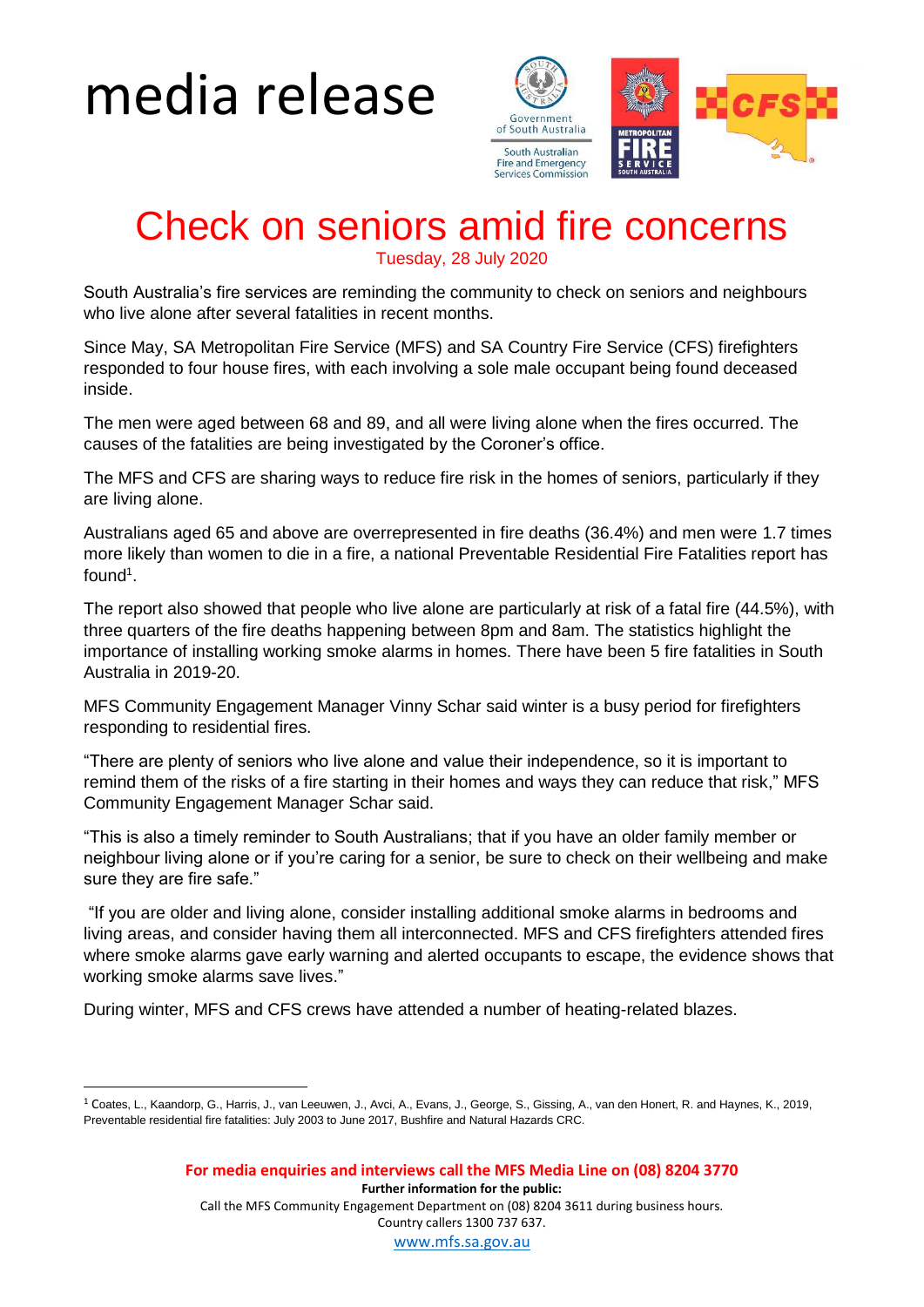media release

Government of South Australia

South Australian Fire and Emergency Services Commission

# Check on seniors amid fire concerns

Tuesday, 28 July 2020

South Australia's fire services are reminding the community to check on seniors and neighbours who live alone after several fatalities in recent months.

Since May, SA Metropolitan Fire Service (MFS) and SA Country Fire Service (CFS) firefighters responded to four house fires, with each involving a sole male occupant being found deceased inside.

The men were aged between 68 and 89, and all were living alone when the fires occurred. The causes of the fatalities are being investigated by the Coroner's office.

The MFS and CFS are sharing ways to reduce fire risk in the homes of seniors, particularly if they are living alone.

Australians aged 65 and above are overrepresented in fire deaths (36.4%) and men were 1.7 times more likely than women to die in a fire, a national Preventable Residential Fire Fatalities report has found[1].

The report also showed that people who live alone are particularly at risk of a fatal fire (44.5%), with three quarters of the fire deaths happening between 8pm and 8am. The statistics highlight the importance of installing working smoke alarms in homes. There have been 5 fire fatalities in South Australia in 2019-20.

MFS Community Engagement Manager Vinny Schar said winter is a busy period for firefighters responding to residential fires.

"There are plenty of seniors who live alone and value their independence, so it is important to remind them of the risks of a fire starting in their homes and ways they can reduce that risk," MFS Community Engagement Manager Schar said.

"This is also a timely reminder to South Australians; that if you have an older family member or neighbour living alone or if you're caring for a senior, be sure to check on their wellbeing and make sure they are fire safe."

"If you are older and living alone, consider installing additional smoke alarms in bedrooms and living areas, and consider having them all interconnected. MFS and CFS firefighters attended fires where smoke alarms gave early warning and alerted occupants to escape, the evidence shows that working smoke alarms save lives."

During winter, MFS and CFS crews have attended a number of heating-related blazes.

[1] Coates, L., Kaandorp, G., Harris, J., van Leeuwen, J., Avci, A., Evans, J., George, S., Gissing, A., van den Honert, R. and Haynes, K., 2019, Preventable residential fire fatalities: July 2003 to June 2017, Bushfire and Natural Hazards CRC.

**For media enquiries and interviews call the MFS Media Line on (08) 8204 3770**

**Further information for the public:**

Call the MFS Community Engagement Department on (08) 8204 3611 during business hours.

Country callers 1300 737 637.

www.mfs.sa.gov.au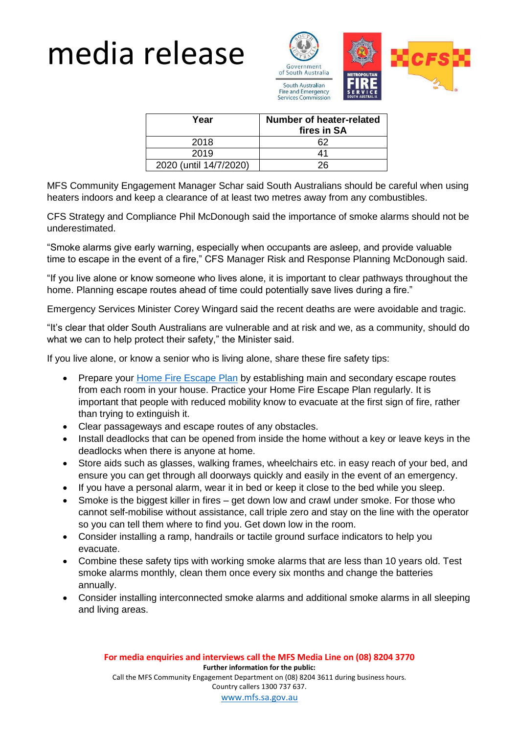# media release

| Year | Number of heater-related fires in SA |
|---|---|
| 2018 | 62 |
| 2019 | 41 |
| 2020 (until 14/7/2020) | 26 |

MFS Community Engagement Manager Schar said South Australians should be careful when using heaters indoors and keep a clearance of at least two metres away from any combustibles.

CFS Strategy and Compliance Phil McDonough said the importance of smoke alarms should not be underestimated.

"Smoke alarms give early warning, especially when occupants are asleep, and provide valuable time to escape in the event of a fire," CFS Manager Risk and Response Planning McDonough said.

"If you live alone or know someone who lives alone, it is important to clear pathways throughout the home. Planning escape routes ahead of time could potentially save lives during a fire."

Emergency Services Minister Corey Wingard said the recent deaths are were avoidable and tragic.

"It's clear that older South Australians are vulnerable and at risk and we, as a community, should do what we can to help protect their safety," the Minister said.

If you live alone, or know a senior who is living alone, share these fire safety tips:

- Prepare your Home Fire Escape Plan by establishing main and secondary escape routes from each room in your house. Practice your Home Fire Escape Plan regularly. It is important that people with reduced mobility know to evacuate at the first sign of fire, rather than trying to extinguish it.
- Clear passageways and escape routes of any obstacles.
- Install deadlocks that can be opened from inside the home without a key or leave keys in the deadlocks when there is anyone at home.
- Store aids such as glasses, walking frames, wheelchairs etc. in easy reach of your bed, and ensure you can get through all doorways quickly and easily in the event of an emergency.
- If you have a personal alarm, wear it in bed or keep it close to the bed while you sleep.
- Smoke is the biggest killer in fires – get down low and crawl under smoke. For those who cannot self-mobilise without assistance, call triple zero and stay on the line with the operator so you can tell them where to find you. Get down low in the room.
- Consider installing a ramp, handrails or tactile ground surface indicators to help you evacuate.
- Combine these safety tips with working smoke alarms that are less than 10 years old. Test smoke alarms monthly, clean them once every six months and change the batteries annually.
- Consider installing interconnected smoke alarms and additional smoke alarms in all sleeping and living areas.

**For media enquiries and interviews call the MFS Media Line on (08) 8204 3770**

**Further information for the public:**

Call the MFS Community Engagement Department on (08) 8204 3611 during business hours.
Country callers 1300 737 637.

www.mfs.sa.gov.au